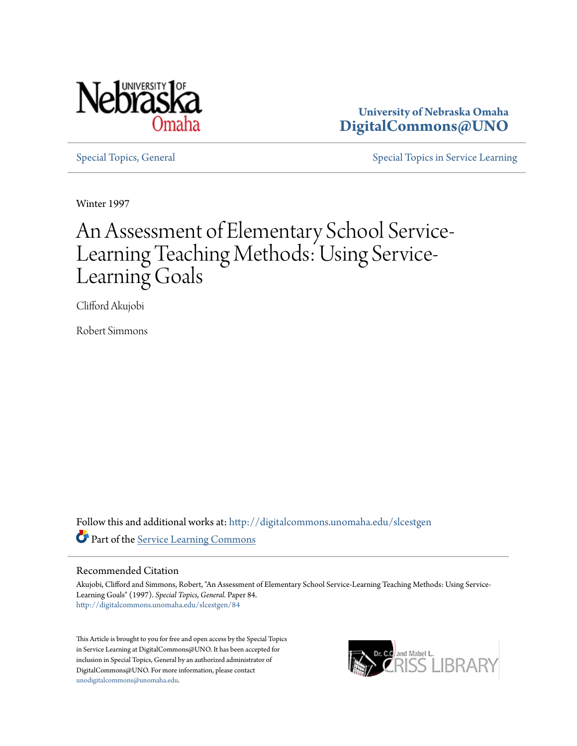University of Nebraska Omaha
DigitalCommons@UNO

Special Topics, General

Special Topics in Service Learning

Winter 1997

# An Assessment of Elementary School Service-Learning Teaching Methods: Using Service-Learning Goals

Clifford Akujobi

Robert Simmons

Follow this and additional works at: http://digitalcommons.unomaha.edu/slcestgen

Part of the Service Learning Commons

## Recommended Citation

Akujobi, Clifford and Simmons, Robert, "An Assessment of Elementary School Service-Learning Teaching Methods: Using Service-Learning Goals" (1997). *Special Topics, General.* Paper 84.
http://digitalcommons.unomaha.edu/slcestgen/84

This Article is brought to you for free and open access by the Special Topics in Service Learning at DigitalCommons@UNO. It has been accepted for inclusion in Special Topics, General by an authorized administrator of DigitalCommons@UNO. For more information, please contact unodigitalcommons@unomaha.edu.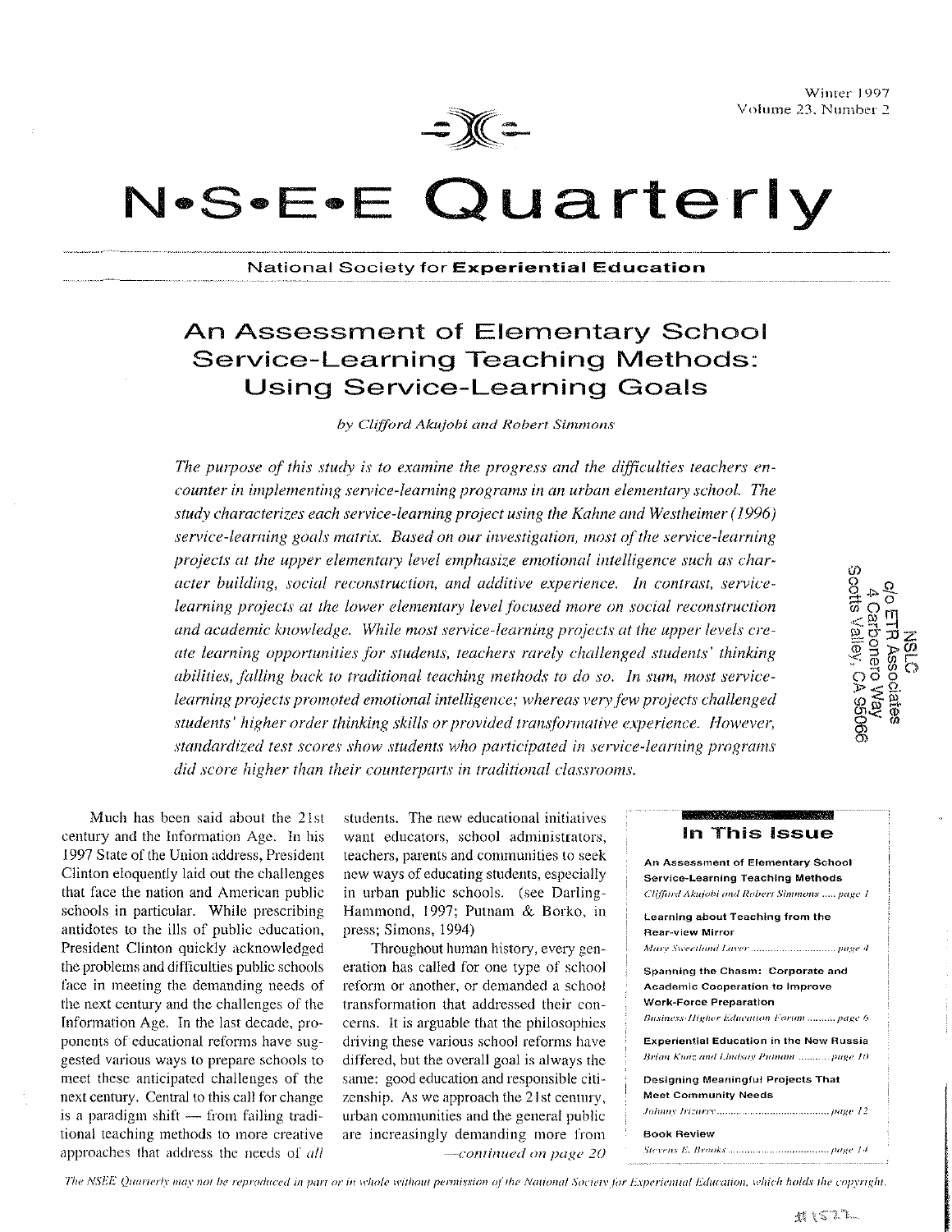# N•S•E•E Quarterly

National Society for **Experiential Education**

Winter 1997
Volume 23, Number 2

## An Assessment of Elementary School Service-Learning Teaching Methods: Using Service-Learning Goals

*by Clifford Akujobi and Robert Simmons*

*The purpose of this study is to examine the progress and the difficulties teachers encounter in implementing service-learning programs in an urban elementary school. The study characterizes each service-learning project using the Kahne and Westheimer (1996) service-learning goals matrix. Based on our investigation, most of the service-learning projects at the upper elementary level emphasize emotional intelligence such as character building, social reconstruction, and additive experience. In contrast, service-learning projects at the lower elementary level focused more on social reconstruction and academic knowledge. While most service-learning projects at the upper levels create learning opportunities for students, teachers rarely challenged students' thinking abilities, falling back to traditional teaching methods to do so. In sum, most service-learning projects promoted emotional intelligence; whereas very few projects challenged students' higher order thinking skills or provided transformative experience. However, standardized test scores show students who participated in service-learning programs did score higher than their counterparts in traditional classrooms.*

NSLC
c/o ETR Associates
4 Carbonero Way
Scotts Valley, CA 95066

Much has been said about the 21st century and the Information Age. In his 1997 State of the Union address, President Clinton eloquently laid out the challenges that face the nation and American public schools in particular. While prescribing antidotes to the ills of public education, President Clinton quickly acknowledged the problems and difficulties public schools face in meeting the demanding needs of the next century and the challenges of the Information Age. In the last decade, proponents of educational reforms have suggested various ways to prepare schools to meet these anticipated challenges of the next century. Central to this call for change is a paradigm shift — from failing traditional teaching methods to more creative approaches that address the needs of *all* students. The new educational initiatives want educators, school administrators, teachers, parents and communities to seek new ways of educating students, especially in urban public schools. (see Darling-Hammond, 1997; Putnam & Borko, in press; Simons, 1994)

Throughout human history, every generation has called for one type of school reform or another, or demanded a school transformation that addressed their concerns. It is arguable that the philosophies driving these various school reforms have differed, but the overall goal is always the same: good education and responsible citizenship. As we approach the 21st century, urban communities and the general public are increasingly demanding more from

*—continued on page 20*

### In This Issue

**An Assessment of Elementary School Service-Learning Teaching Methods**
*Clifford Akujobi and Robert Simmons* ..... page 1

**Learning about Teaching from the Rear-view Mirror**
*Mary Sweetland Laver* ..... page 4

**Spanning the Chasm: Corporate and Academic Cooperation to Improve Work-Force Preparation**
*Business-Higher Education Forum* ..... page 6

**Experiential Education in the New Russia**
*Brian Kunz and Lindsay Putnam* ..... page 10

**Designing Meaningful Projects That Meet Community Needs**
*Johnny Irizarry* ..... page 12

**Book Review**
*Stevens E. Brooks* ..... page 14

*The NSEE Quarterly may not be reproduced in part or in whole without permission of the National Society for Experiential Education, which holds the copyright.*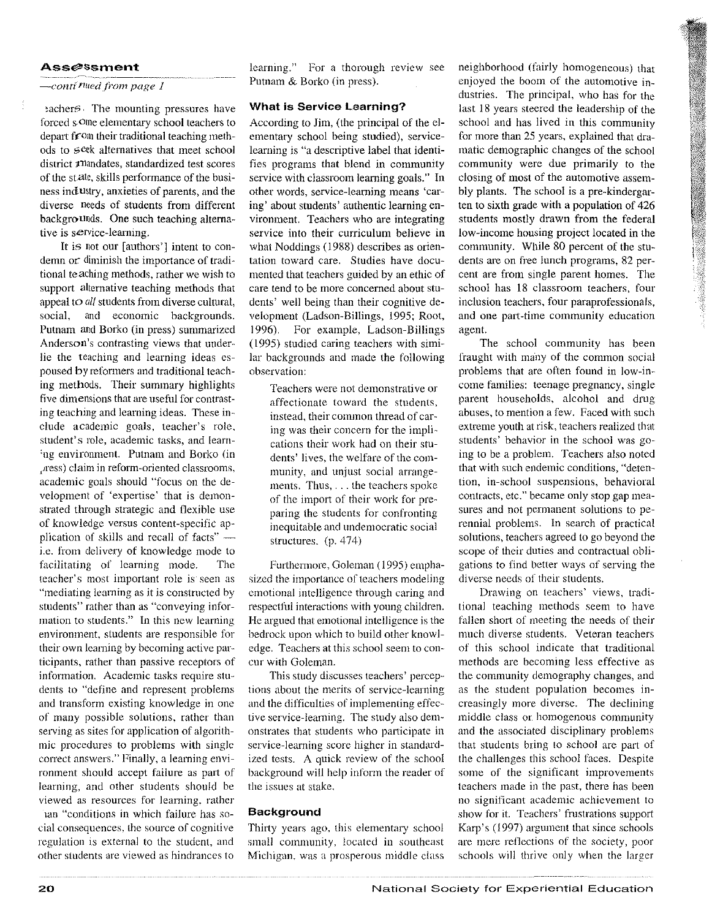## Assessment

*—continued from page 1*

teachers. The mounting pressures have forced some elementary school teachers to depart from their traditional teaching methods to seek alternatives that meet school district mandates, standardized test scores of the state, skills performance of the business industry, anxieties of parents, and the diverse needs of students from different backgrounds. One such teaching alternative is service-learning.

It is not our [authors'] intent to condemn or diminish the importance of traditional teaching methods, rather we wish to support alternative teaching methods that appeal to *all* students from diverse cultural, social, and economic backgrounds. Putnam and Borko (in press) summarized Anderson's contrasting views that underlie the teaching and learning ideas espoused by reformers and traditional teaching methods. Their summary highlights five dimensions that are useful for contrasting teaching and learning ideas. These include academic goals, teacher's role, student's role, academic tasks, and learning environment. Putnam and Borko (in press) claim in reform-oriented classrooms, academic goals should "focus on the development of 'expertise' that is demonstrated through strategic and flexible use of knowledge versus content-specific application of skills and recall of facts" — i.e. from delivery of knowledge mode to facilitating of learning mode. The teacher's most important role is seen as "mediating learning as it is constructed by students" rather than as "conveying information to students." In this new learning environment, students are responsible for their own learning by becoming active participants, rather than passive receptors of information. Academic tasks require students to "define and represent problems and transform existing knowledge in one of many possible solutions, rather than serving as sites for application of algorithmic procedures to problems with single correct answers." Finally, a learning environment should accept failure as part of learning, and other students should be viewed as resources for learning, rather than "conditions in which failure has social consequences, the source of cognitive regulation is external to the student, and other students are viewed as hindrances to learning." For a thorough review see Putnam & Borko (in press).

### What is Service Learning?

According to Jim, (the principal of the elementary school being studied), service-learning is "a descriptive label that identifies programs that blend in community service with classroom learning goals." In other words, service-learning means 'caring' about students' authentic learning environment. Teachers who are integrating service into their curriculum believe in what Noddings (1988) describes as orientation toward care. Studies have documented that teachers guided by an ethic of care tend to be more concerned about students' well being than their cognitive development (Ladson-Billings, 1995; Root, 1996). For example, Ladson-Billings (1995) studied caring teachers with similar backgrounds and made the following observation:

> Teachers were not demonstrative or affectionate toward the students, instead, their common thread of caring was their concern for the implications their work had on their students' lives, the welfare of the community, and unjust social arrangements. Thus, . . . the teachers spoke of the import of their work for preparing the students for confronting inequitable and undemocratic social structures. (p. 474)

Furthermore, Goleman (1995) emphasized the importance of teachers modeling emotional intelligence through caring and respectful interactions with young children. He argued that emotional intelligence is the bedrock upon which to build other knowledge. Teachers at this school seem to concur with Goleman.

This study discusses teachers' perceptions about the merits of service-learning and the difficulties of implementing effective service-learning. The study also demonstrates that students who participate in service-learning score higher in standardized tests. A quick review of the school background will help inform the reader of the issues at stake.

### Background

Thirty years ago, this elementary school small community, located in southeast Michigan, was a prosperous middle class neighborhood (fairly homogeneous) that enjoyed the boom of the automotive industries. The principal, who has for the last 18 years steered the leadership of the school and has lived in this community for more than 25 years, explained that dramatic demographic changes of the school community were due primarily to the closing of most of the automotive assembly plants. The school is a pre-kindergarten to sixth grade with a population of 426 students mostly drawn from the federal low-income housing project located in the community. While 80 percent of the students are on free lunch programs, 82 percent are from single parent homes. The school has 18 classroom teachers, four inclusion teachers, four paraprofessionals, and one part-time community education agent.

The school community has been fraught with many of the common social problems that are often found in low-income families: teenage pregnancy, single parent households, alcohol and drug abuses, to mention a few. Faced with such extreme youth at risk, teachers realized that students' behavior in the school was going to be a problem. Teachers also noted that with such endemic conditions, "detention, in-school suspensions, behavioral contracts, etc." became only stop gap measures and not permanent solutions to perennial problems. In search of practical solutions, teachers agreed to go beyond the scope of their duties and contractual obligations to find better ways of serving the diverse needs of their students.

Drawing on teachers' views, traditional teaching methods seem to have fallen short of meeting the needs of their much diverse students. Veteran teachers of this school indicate that traditional methods are becoming less effective as the community demography changes, and as the student population becomes increasingly more diverse. The declining middle class or homogenous community and the associated disciplinary problems that students bring to school are part of the challenges this school faces. Despite some of the significant improvements teachers made in the past, there has been no significant academic achievement to show for it. Teachers' frustrations support Karp's (1997) argument that since schools are mere reflections of the society, poor schools will thrive only when the larger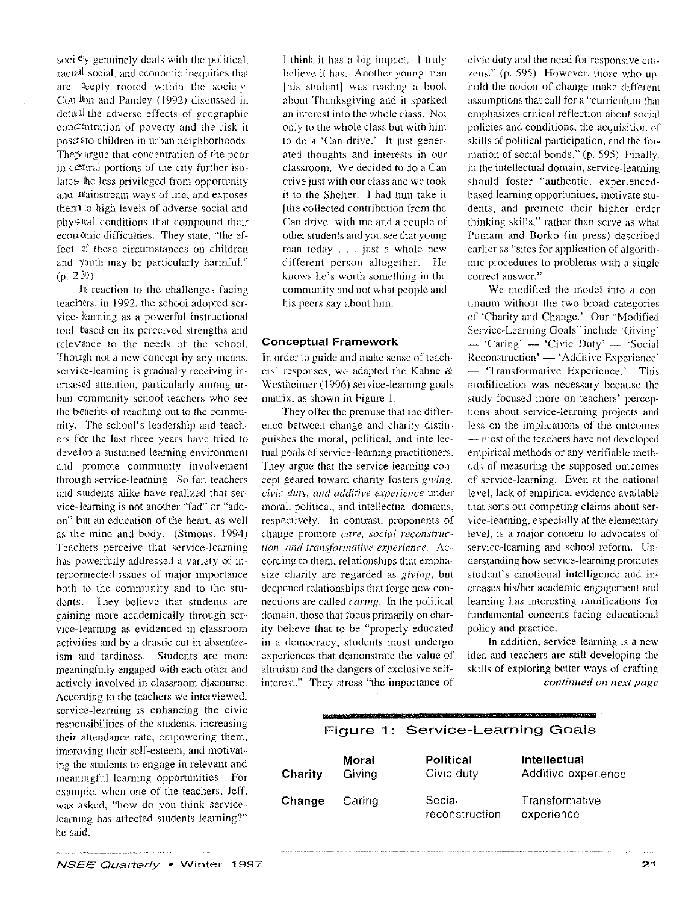society genuinely deals with the political, racial, social, and economic inequities that are deeply rooted within the society. Coulton and Pandey (1992) discussed in detail the adverse effects of geographic concentration of poverty and the risk it poses to children in urban neighborhoods. They argue that concentration of the poor in central portions of the city further isolates the less privileged from opportunity and mainstream ways of life, and exposes them to high levels of adverse social and physical conditions that compound their economic difficulties. They state, "the effect of these circumstances on children and youth may be particularly harmful." (p. 239)

In reaction to the challenges facing teachers, in 1992, the school adopted service-learning as a powerful instructional tool based on its perceived strengths and relevance to the needs of the school. Though not a new concept by any means, service-learning is gradually receiving increased attention, particularly among urban community school teachers who see the benefits of reaching out to the community. The school's leadership and teachers for the last three years have tried to develop a sustained learning environment and promote community involvement through service-learning. So far, teachers and students alike have realized that service-learning is not another "fad" or "add-on" but an education of the heart, as well as the mind and body. (Simons, 1994) Teachers perceive that service-learning has powerfully addressed a variety of interconnected issues of major importance both to the community and to the students. They believe that students are gaining more academically through service-learning as evidenced in classroom activities and by a drastic cut in absenteeism and tardiness. Students are more meaningfully engaged with each other and actively involved in classroom discourse. According to the teachers we interviewed, service-learning is enhancing the civic responsibilities of the students, increasing their attendance rate, empowering them, improving their self-esteem, and motivating the students to engage in relevant and meaningful learning opportunities. For example, when one of the teachers, Jeff, was asked, "how do you think service-learning has affected students learning?" he said:

I think it has a big impact. I truly believe it has. Another young man [his student] was reading a book about Thanksgiving and it sparked an interest into the whole class. Not only to the whole class but with him to do a 'Can drive.' It just generated thoughts and interests in our classroom. We decided to do a Can drive just with our class and we took it to the Shelter. I had him take it [the collected contribution from the Can drive] with me and a couple of other students and you see that young man today . . . just a whole new different person altogether. He knows he's worth something in the community and not what people and his peers say about him.

### Conceptual Framework

In order to guide and make sense of teachers' responses, we adapted the Kahne & Westheimer (1996) service-learning goals matrix, as shown in Figure 1.

They offer the premise that the difference between change and charity distinguishes the moral, political, and intellectual goals of service-learning practitioners. They argue that the service-learning concept geared toward charity fosters *giving, civic duty, and additive experience* under moral, political, and intellectual domains, respectively. In contrast, proponents of change promote *care, social reconstruction, and transformative experience*. According to them, relationships that emphasize charity are regarded as *giving*, but deepened relationships that forge new connections are called *caring*. In the political domain, those that focus primarily on charity believe that to be "properly educated in a democracy, students must undergo experiences that demonstrate the value of altruism and the dangers of exclusive self-interest." They stress "the importance of civic duty and the need for responsive citizens." (p. 595) However, those who uphold the notion of change make different assumptions that call for a "curriculum that emphasizes critical reflection about social policies and conditions, the acquisition of skills of political participation, and the formation of social bonds." (p. 595) Finally, in the intellectual domain, service-learning should foster "authentic, experienced-based learning opportunities, motivate students, and promote their higher order thinking skills," rather than serve as what Putnam and Borko (in press) described earlier as "sites for application of algorithmic procedures to problems with a single correct answer."

We modified the model into a continuum without the two broad categories of 'Charity and Change.' Our "Modified Service-Learning Goals" include 'Giving' — 'Caring' — 'Civic Duty' — 'Social Reconstruction' — 'Additive Experience' — 'Transformative Experience.' This modification was necessary because the study focused more on teachers' perceptions about service-learning projects and less on the implications of the outcomes — most of the teachers have not developed empirical methods or any verifiable methods of measuring the supposed outcomes of service-learning. Even at the national level, lack of empirical evidence available that sorts out competing claims about service-learning, especially at the elementary level, is a major concern to advocates of service-learning and school reform. Understanding how service-learning promotes student's emotional intelligence and increases his/her academic engagement and learning has interesting ramifications for fundamental concerns facing educational policy and practice.

In addition, service-learning is a new idea and teachers are still developing the skills of exploring better ways of crafting

*—continued on next page*

**Figure 1: Service-Learning Goals**

| | Moral | Political | Intellectual |
|---|---|---|---|
| **Charity** | Giving | Civic duty | Additive experience |
| **Change** | Caring | Social reconstruction | Transformative experience |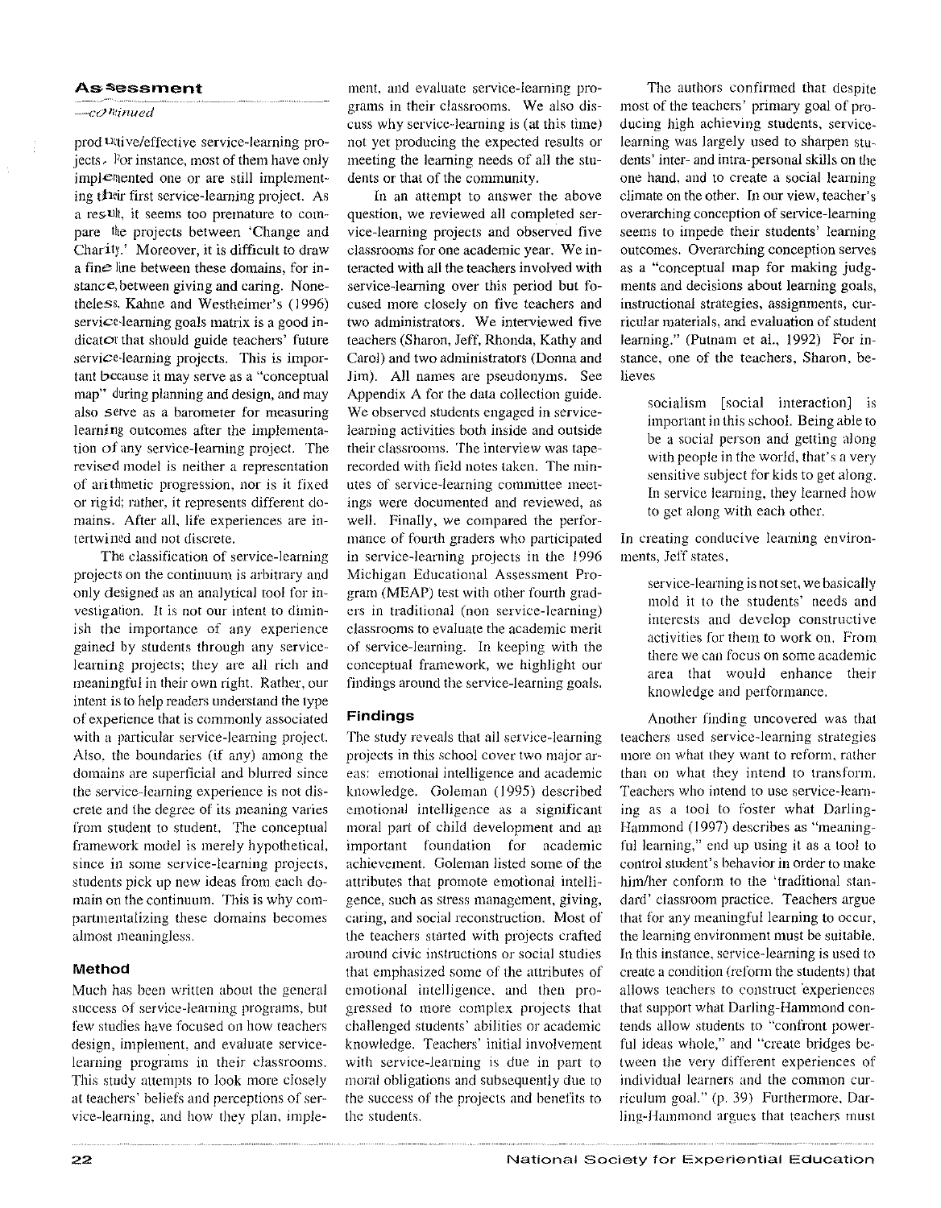productive/effective service-learning projects. For instance, most of them have only implemented one or are still implementing their first service-learning project. As a result, it seems too premature to compare the projects between 'Change and Charity.' Moreover, it is difficult to draw a fine line between these domains, for instance, between giving and caring. Nonetheless, Kahne and Westheimer's (1996) service-learning goals matrix is a good indicator that should guide teachers' future service-learning projects. This is important because it may serve as a "conceptual map" during planning and design, and may also serve as a barometer for measuring learning outcomes after the implementation of any service-learning project. The revised model is neither a representation of arithmetic progression, nor is it fixed or rigid; rather, it represents different domains. After all, life experiences are intertwined and not discrete.

The classification of service-learning projects on the continuum is arbitrary and only designed as an analytical tool for investigation. It is not our intent to diminish the importance of any experience gained by students through any service-learning projects; they are all rich and meaningful in their own right. Rather, our intent is to help readers understand the type of experience that is commonly associated with a particular service-learning project. Also, the boundaries (if any) among the domains are superficial and blurred since the service-learning experience is not discrete and the degree of its meaning varies from student to student. The conceptual framework model is merely hypothetical, since in some service-learning projects, students pick up new ideas from each domain on the continuum. This is why compartmentalizing these domains becomes almost meaningless.

## Method

Much has been written about the general success of service-learning programs, but few studies have focused on how teachers design, implement, and evaluate service-learning programs in their classrooms. This study attempts to look more closely at teachers' beliefs and perceptions of service-learning, and how they plan, implement, and evaluate service-learning programs in their classrooms. We also discuss why service-learning is (at this time) not yet producing the expected results or meeting the learning needs of all the students or that of the community.

In an attempt to answer the above question, we reviewed all completed service-learning projects and observed five classrooms for one academic year. We interacted with all the teachers involved with service-learning over this period but focused more closely on five teachers and two administrators. We interviewed five teachers (Sharon, Jeff, Rhonda, Kathy and Carol) and two administrators (Donna and Jim). All names are pseudonyms. See Appendix A for the data collection guide. We observed students engaged in service-learning activities both inside and outside their classrooms. The interview was tape-recorded with field notes taken. The minutes of service-learning committee meetings were documented and reviewed, as well. Finally, we compared the performance of fourth graders who participated in service-learning projects in the 1996 Michigan Educational Assessment Program (MEAP) test with other fourth graders in traditional (non service-learning) classrooms to evaluate the academic merit of service-learning. In keeping with the conceptual framework, we highlight our findings around the service-learning goals.

## Findings

The study reveals that all service-learning projects in this school cover two major areas: emotional intelligence and academic knowledge. Goleman (1995) described emotional intelligence as a significant moral part of child development and an important foundation for academic achievement. Goleman listed some of the attributes that promote emotional intelligence, such as stress management, giving, caring, and social reconstruction. Most of the teachers started with projects crafted around civic instructions or social studies that emphasized some of the attributes of emotional intelligence, and then progressed to more complex projects that challenged students' abilities or academic knowledge. Teachers' initial involvement with service-learning is due in part to moral obligations and subsequently due to the success of the projects and benefits to the students.

The authors confirmed that despite most of the teachers' primary goal of producing high achieving students, service-learning was largely used to sharpen students' inter- and intra-personal skills on the one hand, and to create a social learning climate on the other. In our view, teacher's overarching conception of service-learning seems to impede their students' learning outcomes. Overarching conception serves as a "conceptual map for making judgments and decisions about learning goals, instructional strategies, assignments, curricular materials, and evaluation of student learning." (Putnam et al., 1992) For instance, one of the teachers, Sharon, believes

> socialism [social interaction] is important in this school. Being able to be a social person and getting along with people in the world, that's a very sensitive subject for kids to get along. In service learning, they learned how to get along with each other.

In creating conducive learning environments, Jeff states,

> service-learning is not set, we basically mold it to the students' needs and interests and develop constructive activities for them to work on. From there we can focus on some academic area that would enhance their knowledge and performance.

Another finding uncovered was that teachers used service-learning strategies more on what they want to reform, rather than on what they intend to transform. Teachers who intend to use service-learning as a tool to foster what Darling-Hammond (1997) describes as "meaningful learning," end up using it as a tool to control student's behavior in order to make him/her conform to the 'traditional standard' classroom practice. Teachers argue that for any meaningful learning to occur, the learning environment must be suitable. In this instance, service-learning is used to create a condition (reform the students) that allows teachers to construct experiences that support what Darling-Hammond contends allow students to "confront powerful ideas whole," and "create bridges between the very different experiences of individual learners and the common curriculum goal." (p. 39) Furthermore, Darling-Hammond argues that teachers must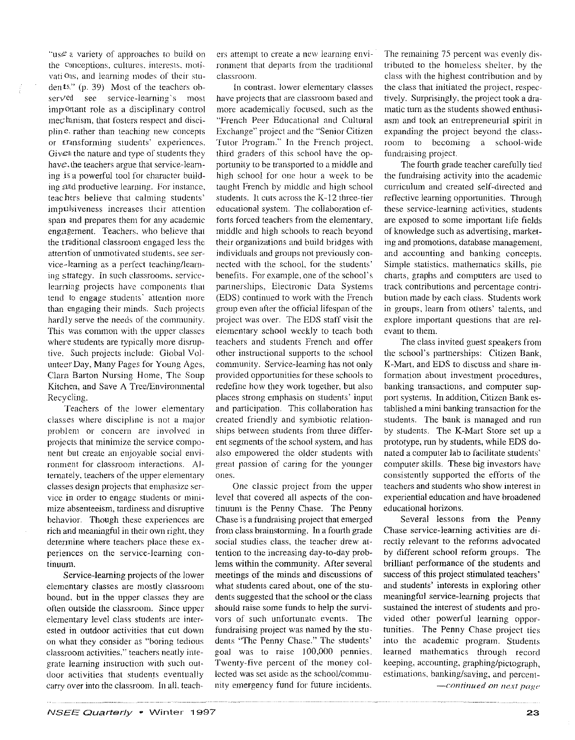"use a variety of approaches to build on the conceptions, cultures, interests, motivations, and learning modes of their students." (p. 39) Most of the teachers observed see service-learning's most important role as a disciplinary control mechanism, that fosters respect and discipline, rather than teaching new concepts or transforming students' experiences. Given the nature and type of students they have, the teachers argue that service-learning is a powerful tool for character building and productive learning. For instance, teachers believe that calming students' impulsiveness increases their attention span and prepares them for any academic engagement. Teachers, who believe that the traditional classroom engaged less the attention of unmotivated students, see service-learning as a perfect teaching/learning strategy. In such classrooms, service-learning projects have components that tend to engage students' attention more than engaging their minds. Such projects hardly serve the needs of the community. This was common with the upper classes where students are typically more disruptive. Such projects include: Global Volunteer Day, Many Pages for Young Ages, Clara Barton Nursing Home, The Soup Kitchen, and Save A Tree/Environmental Recycling.

Teachers of the lower elementary classes where discipline is not a major problem or concern are involved in projects that minimize the service component but create an enjoyable social environment for classroom interactions. Alternately, teachers of the upper elementary classes design projects that emphasize service in order to engage students or minimize absenteeism, tardiness and disruptive behavior. Though these experiences are rich and meaningful in their own right, they determine where teachers place these experiences on the service-learning continuum.

Service-learning projects of the lower elementary classes are mostly classroom bound, but in the upper classes they are often outside the classroom. Since upper elementary level class students are interested in outdoor activities that cut down on what they consider as "boring tedious classroom activities," teachers neatly integrate learning instruction with such outdoor activities that students eventually carry over into the classroom. In all, teachers attempt to create a new learning environment that departs from the traditional classroom.

In contrast, lower elementary classes have projects that are classroom based and more academically focused, such as the "French Peer Educational and Cultural Exchange" project and the "Senior Citizen Tutor Program." In the French project, third graders of this school have the opportunity to be transported to a middle and high school for one hour a week to be taught French by middle and high school students. It cuts across the K-12 three-tier educational system. The collaboration efforts forced teachers from the elementary, middle and high schools to reach beyond their organizations and build bridges with individuals and groups not previously connected with the school, for the students' benefits. For example, one of the school's partnerships, Electronic Data Systems (EDS) continued to work with the French group even after the official lifespan of the project was over. The EDS staff visit the elementary school weekly to teach both teachers and students French and offer other instructional supports to the school community. Service-learning has not only provided opportunities for these schools to redefine how they work together, but also places strong emphasis on students' input and participation. This collaboration has created friendly and symbiotic relationships between students from three different segments of the school system, and has also empowered the older students with great passion of caring for the younger ones.

One classic project from the upper level that covered all aspects of the continuum is the Penny Chase. The Penny Chase is a fundraising project that emerged from class brainstorming. In a fourth grade social studies class, the teacher drew attention to the increasing day-to-day problems within the community. After several meetings of the minds and discussions of what students cared about, one of the students suggested that the school or the class should raise some funds to help the survivors of such unfortunate events. The fundraising project was named by the students "The Penny Chase." The students' goal was to raise 100,000 pennies. Twenty-five percent of the money collected was set aside as the school/community emergency fund for future incidents. The remaining 75 percent was evenly distributed to the homeless shelter, by the class with the highest contribution and by the class that initiated the project, respectively. Surprisingly, the project took a dramatic turn as the students showed enthusiasm and took an entrepreneurial spirit in expanding the project beyond the classroom to becoming a school-wide fundraising project.

The fourth grade teacher carefully tied the fundraising activity into the academic curriculum and created self-directed and reflective learning opportunities. Through these service-learning activities, students are exposed to some important life fields of knowledge such as advertising, marketing and promotions, database management, and accounting and banking concepts. Simple statistics, mathematics skills, pie charts, graphs and computers are used to track contributions and percentage contribution made by each class. Students work in groups, learn from others' talents, and explore important questions that are relevant to them.

The class invited guest speakers from the school's partnerships: Citizen Bank, K-Mart, and EDS to discuss and share information about investment procedures, banking transactions, and computer support systems. In addition, Citizen Bank established a mini banking transaction for the students. The bank is managed and run by students. The K-Mart Store set up a prototype, run by students, while EDS donated a computer lab to facilitate students' computer skills. These big investors have consistently supported the efforts of the teachers and students who show interest in experiential education and have broadened educational horizons.

Several lessons from the Penny Chase service-learning activities are directly relevant to the reforms advocated by different school reform groups. The brilliant performance of the students and success of this project stimulated teachers' and students' interests in exploring other meaningful service-learning projects that sustained the interest of students and provided other powerful learning opportunities. The Penny Chase project ties into the academic program. Students learned mathematics through record keeping, accounting, graphing/pictograph, estimations, banking/saving, and percent-

*—continued on next page*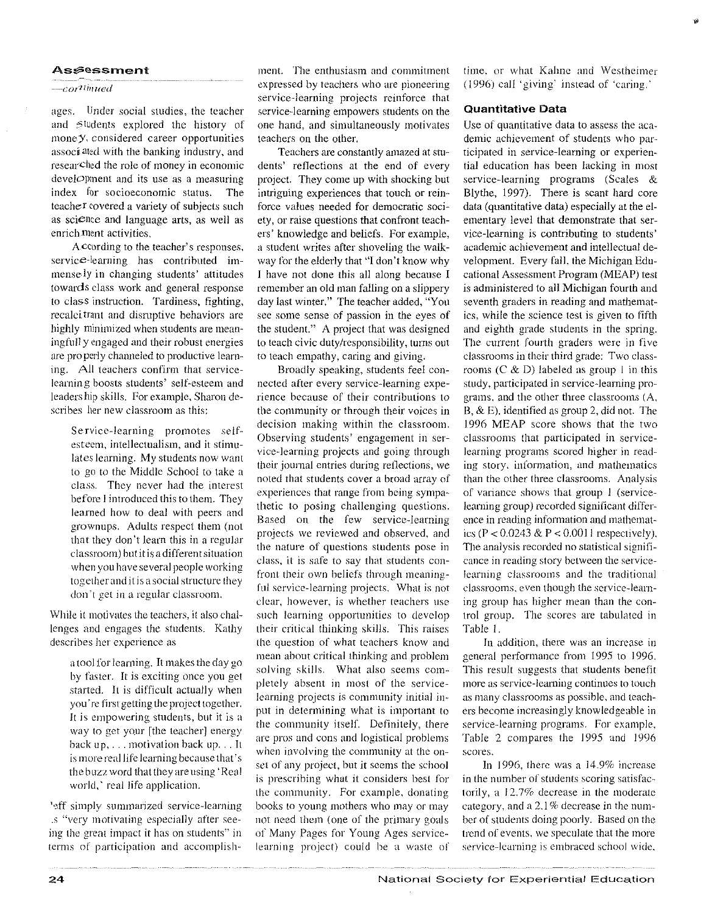## Assessment

*—continued*

ages. Under social studies, the teacher and students explored the history of money, considered career opportunities associated with the banking industry, and researched the role of money in economic development and its use as a measuring index for socioeconomic status. The teacher covered a variety of subjects such as science and language arts, as well as enrichment activities.

According to the teacher's responses, service-learning has contributed immensely in changing students' attitudes towards class work and general response to class instruction. Tardiness, fighting, recalcitrant and disruptive behaviors are highly minimized when students are meaningfully engaged and their robust energies are properly channeled to productive learning. All teachers confirm that service-learning boosts students' self-esteem and leadership skills. For example, Sharon describes her new classroom as this:

> Service-learning promotes self-esteem, intellectualism, and it stimulates learning. My students now want to go to the Middle School to take a class. They never had the interest before I introduced this to them. They learned how to deal with peers and grownups. Adults respect them (not that they don't learn this in a regular classroom) but it is a different situation when you have several people working together and it is a social structure they don't get in a regular classroom.

While it motivates the teachers, it also challenges and engages the students. Kathy describes her experience as

> a tool for learning. It makes the day go by faster. It is exciting once you get started. It is difficult actually when you're first getting the project together. It is empowering students, but it is a way to get your [the teacher] energy back up, . . . motivation back up. . . It is more real life learning because that's the buzz word that they are using 'Real world,' real life application.

Jeff simply summarized service-learning as "very motivating especially after seeing the great impact it has on students" in terms of participation and accomplishment. The enthusiasm and commitment expressed by teachers who are pioneering service-learning projects reinforce that service-learning empowers students on the one hand, and simultaneously motivates teachers on the other.

Teachers are constantly amazed at students' reflections at the end of every project. They come up with shocking but intriguing experiences that touch or reinforce values needed for democratic society, or raise questions that confront teachers' knowledge and beliefs. For example, a student writes after shoveling the walkway for the elderly that "I don't know why I have not done this all along because I remember an old man falling on a slippery day last winter." The teacher added, "You see some sense of passion in the eyes of the student." A project that was designed to teach civic duty/responsibility, turns out to teach empathy, caring and giving.

Broadly speaking, students feel connected after every service-learning experience because of their contributions to the community or through their voices in decision making within the classroom. Observing students' engagement in service-learning projects and going through their journal entries during reflections, we noted that students cover a broad array of experiences that range from being sympathetic to posing challenging questions. Based on the few service-learning projects we reviewed and observed, and the nature of questions students pose in class, it is safe to say that students confront their own beliefs through meaningful service-learning projects. What is not clear, however, is whether teachers use such learning opportunities to develop their critical thinking skills. This raises the question of what teachers know and mean about critical thinking and problem solving skills. What also seems completely absent in most of the service-learning projects is community initial input in determining what is important to the community itself. Definitely, there are pros and cons and logistical problems when involving the community at the onset of any project, but it seems the school is prescribing what it considers best for the community. For example, donating books to young mothers who may or may not need them (one of the primary goals of Many Pages for Young Ages service-learning project) could be a waste of time, or what Kahne and Westheimer (1996) call 'giving' instead of 'caring.'

### Quantitative Data

Use of quantitative data to assess the academic achievement of students who participated in service-learning or experiential education has been lacking in most service-learning programs (Scales & Blythe, 1997). There is scant hard core data (quantitative data) especially at the elementary level that demonstrate that service-learning is contributing to students' academic achievement and intellectual development. Every fall, the Michigan Educational Assessment Program (MEAP) test is administered to all Michigan fourth and seventh graders in reading and mathematics, while the science test is given to fifth and eighth grade students in the spring. The current fourth graders were in five classrooms in their third grade: Two classrooms (C & D) labeled as group 1 in this study, participated in service-learning programs, and the other three classrooms (A, B, & E), identified as group 2, did not. The 1996 MEAP score shows that the two classrooms that participated in service-learning programs scored higher in reading story, information, and mathematics than the other three classrooms. Analysis of variance shows that group 1 (service-learning group) recorded significant difference in reading information and mathematics ($P < 0.0243$ & $P < 0.0011$ respectively). The analysis recorded no statistical significance in reading story between the service-learning classrooms and the traditional classrooms, even though the service-learning group has higher mean than the control group. The scores are tabulated in Table 1.

In addition, there was an increase in general performance from 1995 to 1996. This result suggests that students benefit more as service-learning continues to touch as many classrooms as possible, and teachers become increasingly knowledgeable in service-learning programs. For example, Table 2 compares the 1995 and 1996 scores.

In 1996, there was a 14.9% increase in the number of students scoring satisfactorily, a 12.7% decrease in the moderate category, and a 2.1% decrease in the number of students doing poorly. Based on the trend of events, we speculate that the more service-learning is embraced school wide,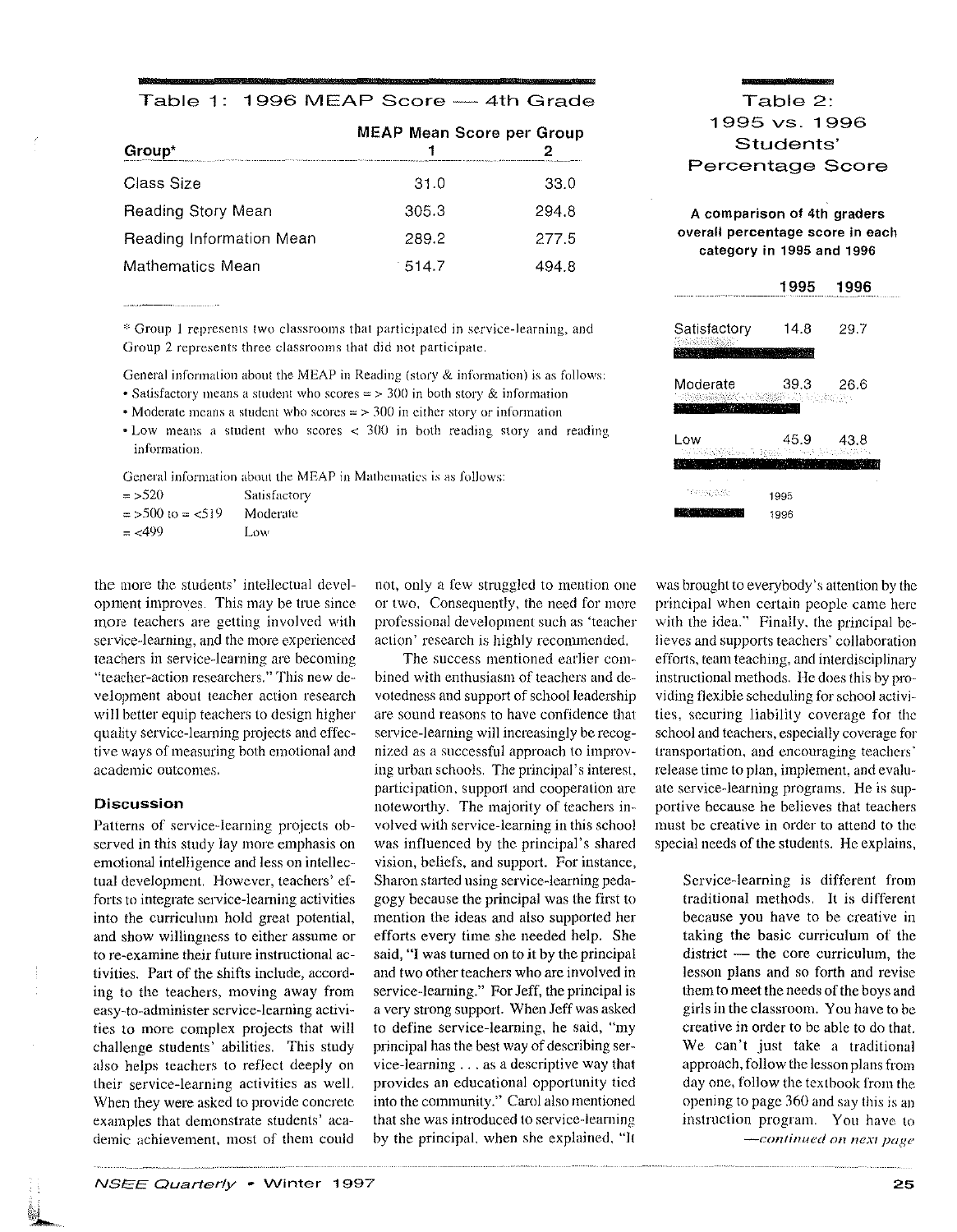## Table 1: 1996 MEAP Score — 4th Grade

| Group* | MEAP Mean Score per Group 1 | 2 |
|---|---|---|
| Class Size | 31.0 | 33.0 |
| Reading Story Mean | 305.3 | 294.8 |
| Reading Information Mean | 289.2 | 277.5 |
| Mathematics Mean | 514.7 | 494.8 |

* Group 1 represents two classrooms that participated in service-learning, and Group 2 represents three classrooms that did not participate.

General information about the MEAP in Reading (story & information) is as follows:

- Satisfactory means a student who scores = > 300 in both story & information
- Moderate means a student who scores = > 300 in either story or information
- Low means a student who scores < 300 in both reading story and reading information.

General information about the MEAP in Mathematics is as follows:

| | |
|---|---|
| = >520 | Satisfactory |
| = >500 to = <519 | Moderate |
| = <499 | Low |

## Table 2: 1995 vs. 1996 Students' Percentage Score

**A comparison of 4th graders overall percentage score in each category in 1995 and 1996**

| | 1995 | 1996 |
|---|---|---|
| Satisfactory | 14.8 | 29.7 |
| Moderate | 39.3 | 26.6 |
| Low | 45.9 | 43.8 |

the more the students' intellectual development improves. This may be true since more teachers are getting involved with service-learning, and the more experienced teachers in service-learning are becoming "teacher-action researchers." This new development about teacher action research will better equip teachers to design higher quality service-learning projects and effective ways of measuring both emotional and academic outcomes.

### Discussion

Patterns of service-learning projects observed in this study lay more emphasis on emotional intelligence and less on intellectual development. However, teachers' efforts to integrate service-learning activities into the curriculum hold great potential, and show willingness to either assume or to re-examine their future instructional activities. Part of the shifts include, according to the teachers, moving away from easy-to-administer service-learning activities to more complex projects that will challenge students' abilities. This study also helps teachers to reflect deeply on their service-learning activities as well. When they were asked to provide concrete examples that demonstrate students' academic achievement, most of them could not, only a few struggled to mention one or two. Consequently, the need for more professional development such as 'teacher action' research is highly recommended.

The success mentioned earlier combined with enthusiasm of teachers and devotedness and support of school leadership are sound reasons to have confidence that service-learning will increasingly be recognized as a successful approach to improving urban schools. The principal's interest, participation, support and cooperation are noteworthy. The majority of teachers involved with service-learning in this school was influenced by the principal's shared vision, beliefs, and support. For instance, Sharon started using service-learning pedagogy because the principal was the first to mention the ideas and also supported her efforts every time she needed help. She said, "I was turned on to it by the principal and two other teachers who are involved in service-learning." For Jeff, the principal is a very strong support. When Jeff was asked to define service-learning, he said, "my principal has the best way of describing service-learning . . . as a descriptive way that provides an educational opportunity tied into the community." Carol also mentioned that she was introduced to service-learning by the principal, when she explained, "It was brought to everybody's attention by the principal when certain people came here with the idea." Finally, the principal believes and supports teachers' collaboration efforts, team teaching, and interdisciplinary instructional methods. He does this by providing flexible scheduling for school activities, securing liability coverage for the school and teachers, especially coverage for transportation, and encouraging teachers' release time to plan, implement, and evaluate service-learning programs. He is supportive because he believes that teachers must be creative in order to attend to the special needs of the students. He explains,

> Service-learning is different from traditional methods. It is different because you have to be creative in taking the basic curriculum of the district — the core curriculum, the lesson plans and so forth and revise them to meet the needs of the boys and girls in the classroom. You have to be creative in order to be able to do that. We can't just take a traditional approach, follow the lesson plans from day one, follow the textbook from the opening to page 360 and say this is an instruction program. You have to

*—continued on next page*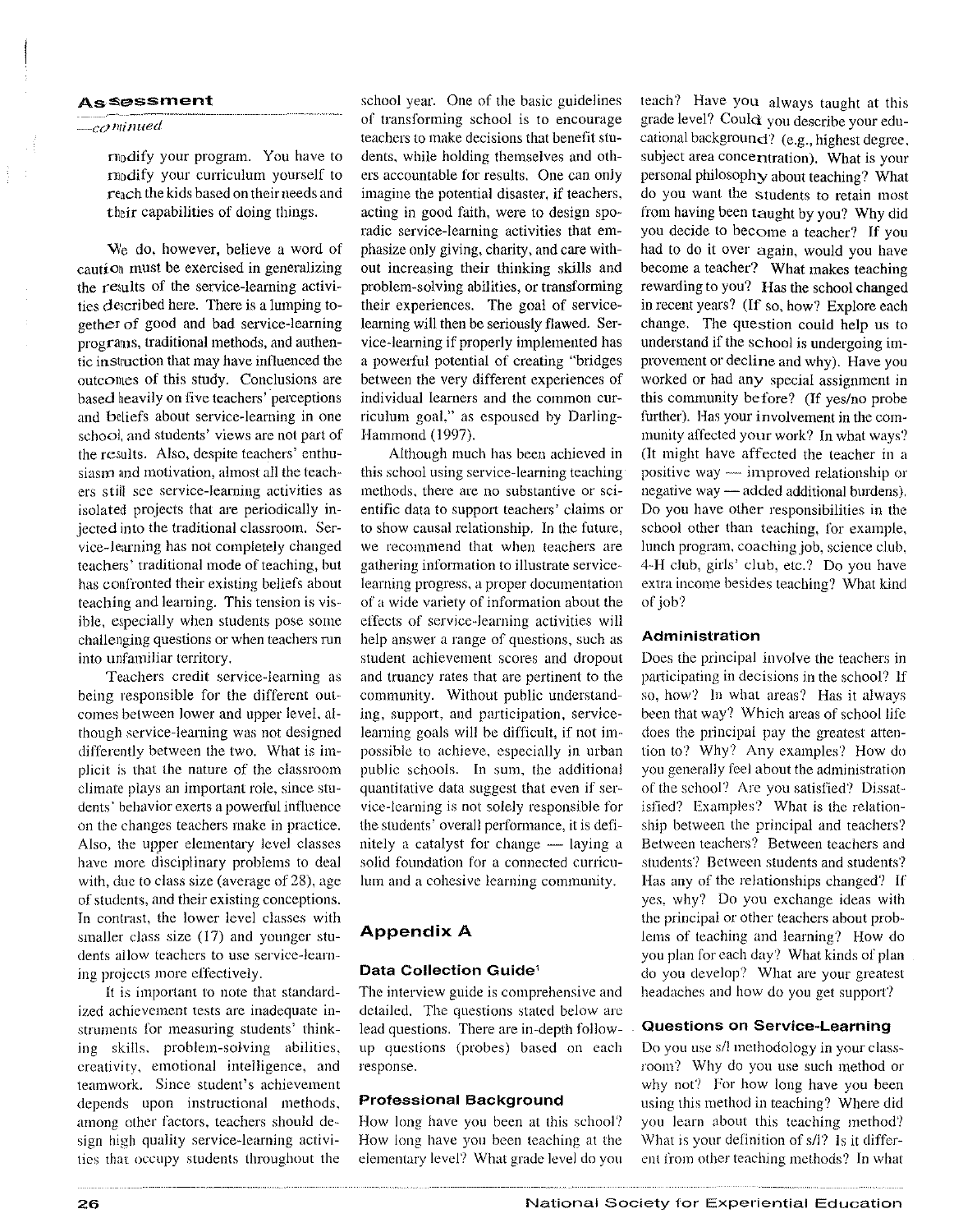## Assessment

*—continued*

> modify your program. You have to modify your curriculum yourself to reach the kids based on their needs and their capabilities of doing things.

We do, however, believe a word of caution must be exercised in generalizing the results of the service-learning activities described here. There is a lumping together of good and bad service-learning programs, traditional methods, and authentic instruction that may have influenced the outcomes of this study. Conclusions are based heavily on five teachers' perceptions and beliefs about service-learning in one school, and students' views are not part of the results. Also, despite teachers' enthusiasm and motivation, almost all the teachers still see service-learning activities as isolated projects that are periodically injected into the traditional classroom. Service-learning has not completely changed teachers' traditional mode of teaching, but has confronted their existing beliefs about teaching and learning. This tension is visible, especially when students pose some challenging questions or when teachers run into unfamiliar territory.

Teachers credit service-learning as being responsible for the different outcomes between lower and upper level, although service-learning was not designed differently between the two. What is implicit is that the nature of the classroom climate plays an important role, since students' behavior exerts a powerful influence on the changes teachers make in practice. Also, the upper elementary level classes have more disciplinary problems to deal with, due to class size (average of 28), age of students, and their existing conceptions. In contrast, the lower level classes with smaller class size (17) and younger students allow teachers to use service-learning projects more effectively.

It is important to note that standardized achievement tests are inadequate instruments for measuring students' thinking skills, problem-solving abilities, creativity, emotional intelligence, and teamwork. Since student's achievement depends upon instructional methods, among other factors, teachers should design high quality service-learning activities that occupy students throughout the school year. One of the basic guidelines of transforming school is to encourage teachers to make decisions that benefit students, while holding themselves and others accountable for results. One can only imagine the potential disaster, if teachers, acting in good faith, were to design sporadic service-learning activities that emphasize only giving, charity, and care without increasing their thinking skills and problem-solving abilities, or transforming their experiences. The goal of service-learning will then be seriously flawed. Service-learning if properly implemented has a powerful potential of creating "bridges between the very different experiences of individual learners and the common curriculum goal," as espoused by Darling-Hammond (1997).

Although much has been achieved in this school using service-learning teaching methods, there are no substantive or scientific data to support teachers' claims or to show causal relationship. In the future, we recommend that when teachers are gathering information to illustrate service-learning progress, a proper documentation of a wide variety of information about the effects of service-learning activities will help answer a range of questions, such as student achievement scores and dropout and truancy rates that are pertinent to the community. Without public understanding, support, and participation, service-learning goals will be difficult, if not impossible to achieve, especially in urban public schools. In sum, the additional quantitative data suggest that even if service-learning is not solely responsible for the students' overall performance, it is definitely a catalyst for change — laying a solid foundation for a connected curriculum and a cohesive learning community.

## Appendix A

### Data Collection Guide[1]

The interview guide is comprehensive and detailed. The questions stated below are lead questions. There are in-depth follow-up questions (probes) based on each response.

### Professional Background

How long have you been at this school? How long have you been teaching at the elementary level? What grade level do you teach? Have you always taught at this grade level? Could you describe your educational background? (e.g., highest degree, subject area concentration). What is your personal philosophy about teaching? What do you want the students to retain most from having been taught by you? Why did you decide to become a teacher? If you had to do it over again, would you have become a teacher? What makes teaching rewarding to you? Has the school changed in recent years? (If so, how? Explore each change. The question could help us to understand if the school is undergoing improvement or decline and why). Have you worked or had any special assignment in this community before? (If yes/no probe further). Has your involvement in the community affected your work? In what ways? (It might have affected the teacher in a positive way — improved relationship or negative way — added additional burdens). Do you have other responsibilities in the school other than teaching, for example, lunch program, coaching job, science club, 4-H club, girls' club, etc.? Do you have extra income besides teaching? What kind of job?

### Administration

Does the principal involve the teachers in participating in decisions in the school? If so, how? In what areas? Has it always been that way? Which areas of school life does the principal pay the greatest attention to? Why? Any examples? How do you generally feel about the administration of the school? Are you satisfied? Dissatisfied? Examples? What is the relationship between the principal and teachers? Between teachers? Between teachers and students? Between students and students? Has any of the relationships changed? If yes, why? Do you exchange ideas with the principal or other teachers about problems of teaching and learning? How do you plan for each day? What kinds of plan do you develop? What are your greatest headaches and how do you get support?

### Questions on Service-Learning

Do you use s/l methodology in your classroom? Why do you use such method or why not? For how long have you been using this method in teaching? Where did you learn about this teaching method? What is your definition of s/l? Is it different from other teaching methods? In what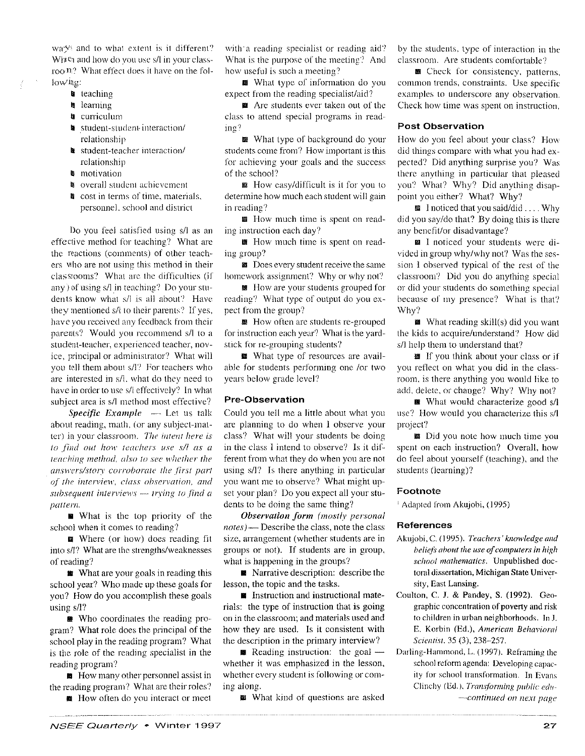ways and to what extent is it different? When and how do you use s/l in your classroom? What effect does it have on the following:

- teaching
- learning
- curriculum
- student-student interaction/relationship
- student-teacher interaction/relationship
- motivation
- overall student achievement
- cost in terms of time, materials, personnel, school and district

Do you feel satisfied using s/l as an effective method for teaching? What are the reactions (comments) of other teachers who are not using this method in their classrooms? What are the difficulties (if any) of using s/l in teaching? Do your students know what s/l is all about? Have they mentioned s/l to their parents? If yes, have you received any feedback from their parents? Would you recommend s/l to a student-teacher, experienced teacher, novice, principal or administrator? What will you tell them about s/l? For teachers who are interested in s/l, what do they need to have in order to use s/l effectively? In what subject area is s/l method most effective?

***Specific Example*** — Let us talk about reading, math, (or any subject-matter) in your classroom. *The intent here is to find out how teachers use s/l as a teaching method, also to see whether the answers/story corroborate the first part of the interview, class observation, and subsequent interviews — trying to find a pattern.*

- What is the top priority of the school when it comes to reading?
- Where (or how) does reading fit into s/l? What are the strengths/weaknesses of reading?
- What are your goals in reading this school year? Who made up these goals for you? How do you accomplish these goals using s/l?
- Who coordinates the reading program? What role does the principal of the school play in the reading program? What is the role of the reading specialist in the reading program?
- How many other personnel assist in the reading program? What are their roles?
- How often do you interact or meet with a reading specialist or reading aid? What is the purpose of the meeting? And how useful is such a meeting?
- What type of information do you expect from the reading specialist/aid?
- Are students ever taken out of the class to attend special programs in reading?
- What type of background do your students come from? How important is this for achieving your goals and the success of the school?
- How easy/difficult is it for you to determine how much each student will gain in reading?
- How much time is spent on reading instruction each day?
- How much time is spent on reading group?
- Does every student receive the same homework assignment? Why or why not?
- How are your students grouped for reading? What type of output do you expect from the group?
- How often are students re-grouped for instruction each year? What is the yardstick for re-grouping students?
- What type of resources are available for students performing one /or two years below grade level?

### Pre-Observation

Could you tell me a little about what you are planning to do when I observe your class? What will your students be doing in the class I intend to observe? Is it different from what they do when you are not using s/l? Is there anything in particular you want me to observe? What might upset your plan? Do you expect all your students to be doing the same thing?

***Observation form*** *(mostly personal notes)* — Describe the class, note the class size, arrangement (whether students are in groups or not). If students are in group, what is happening in the groups?

- Narrative description: describe the lesson, the topic and the tasks.
- Instruction and instructional materials: the type of instruction that is going on in the classroom; and materials used and how they are used. Is it consistent with the description in the primary interview?
- Reading instruction: the goal — whether it was emphasized in the lesson, whether every student is following or coming along.
- What kind of questions are asked by the students, type of interaction in the classroom. Are students comfortable?
- Check for consistency, patterns, common trends, constraints. Use specific examples to underscore any observation. Check how time was spent on instruction.

### Post Observation

How do you feel about your class? How did things compare with what you had expected? Did anything surprise you? Was there anything in particular that pleased you? What? Why? Did anything disappoint you either? What? Why?

- I noticed that you said/did .... Why did you say/do that? By doing this is there any benefit/or disadvantage?
- I noticed your students were divided in group why/why not? Was the session I observed typical of the rest of the classroom? Did you do anything special or did your students do something special because of my presence? What is that? Why?
- What reading skill(s) did you want the kids to acquire/understand? How did s/l help them to understand that?
- If you think about your class or if you reflect on what you did in the classroom, is there anything you would like to add, delete, or change? Why? Why not?
- What would characterize good s/l use? How would you characterize this s/l project?
- Did you note how much time you spent on each instruction? Overall, how do feel about yourself (teaching), and the students (learning)?

### Footnote

[1] Adapted from Akujobi, (1995)

### References

Akujobi, C. (1995). *Teachers' knowledge and beliefs about the use of computers in high school mathematics*. Unpublished doctoral dissertation, Michigan State University, East Lansing.

Coulton, C. J. & Pandey, S. (1992). Geographic concentration of poverty and risk to children in urban neighborhoods. In J. E. Korbin (Ed.), *American Behavioral Scientist*. 35 (3), 238–257.

Darling-Hammond, L. (1997). Reframing the school reform agenda: Developing capacity for school transformation. In Evans Clinchy (Ed.), *Transforming public edu-*

*—continued on next page*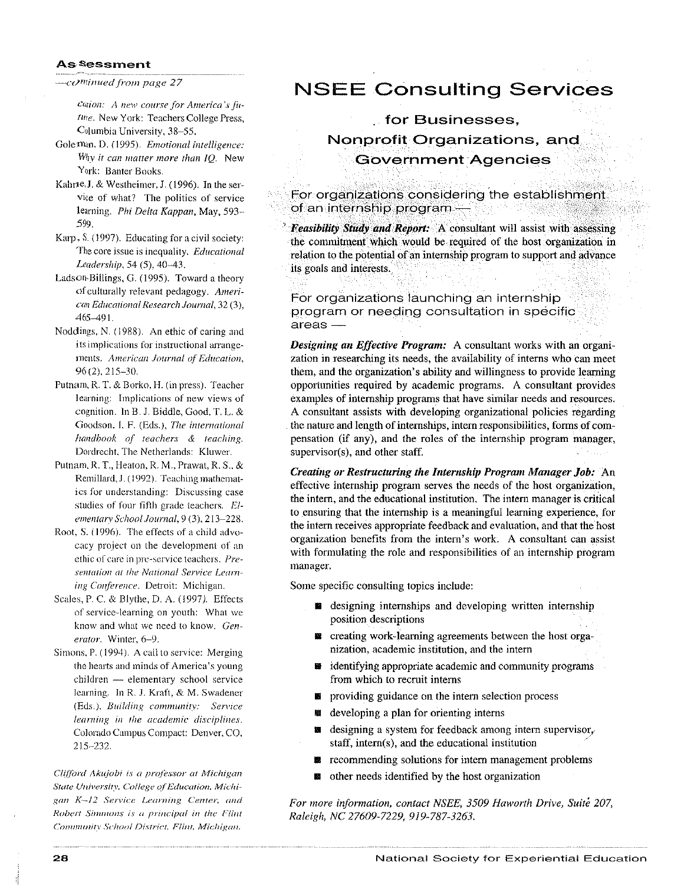## Assessment

—continued from page 27

cation: A new course for America's future. New York: Teachers College Press, Columbia University, 38–55.

Goleman, D. (1995). *Emotional intelligence: Why it can matter more than IQ.* New York: Banter Books.

Kahne, J. & Westheimer, J. (1996). In the service of what? The politics of service learning. *Phi Delta Kappan*, May, 593–599.

Karp, S. (1997). Educating for a civil society: The core issue is inequality. *Educational Leadership*, 54 (5), 40–43.

Ladson-Billings, G. (1995). Toward a theory of culturally relevant pedagogy. *American Educational Research Journal*, 32 (3), 465–491.

Noddings, N. (1988). An ethic of caring and its implications for instructional arrangements. *American Journal of Education*, 96 (2), 215–30.

Putnam, R. T. & Borko, H. (in press). Teacher learning: Implications of new views of cognition. In B. J. Biddle, Good, T. L. & Goodson, I. F. (Eds.), *The international handbook of teachers & teaching*. Dordrecht, The Netherlands: Kluwer.

Putnam, R. T., Heaton, R. M., Prawat, R. S., & Remillard, J. (1992). Teaching mathematics for understanding: Discussing case studies of four fifth grade teachers. *Elementary School Journal*, 9 (3), 213–228.

Root, S. (1996). The effects of a child advocacy project on the development of an ethic of care in pre-service teachers. *Presentation at the National Service Learning Conference*. Detroit: Michigan.

Scales, P. C. & Blythe, D. A. (1997). Effects of service-learning on youth: What we know and what we need to know. *Generator*. Winter, 6–9.

Simons, P. (1994). A call to service: Merging the hearts and minds of America's young children — elementary school service learning. In R. J. Kraft, & M. Swadener (Eds.), *Building community: Service learning in the academic disciplines*. Colorado Campus Compact: Denver, CO, 215–232.

*Clifford Akujobi is a professor at Michigan State University, College of Education, Michigan K–12 Service Learning Center, and Robert Simmons is a principal in the Flint Community School District, Flint, Michigan.*

# NSEE Consulting Services

## for Businesses, Nonprofit Organizations, and Government Agencies

### For organizations considering the establishment of an internship program —

***Feasibility Study and Report:*** A consultant will assist with assessing the commitment which would be required of the host organization in relation to the potential of an internship program to support and advance its goals and interests.

### For organizations launching an internship program or needing consultation in specific areas —

***Designing an Effective Program:*** A consultant works with an organization in researching its needs, the availability of interns who can meet them, and the organization's ability and willingness to provide learning opportunities required by academic programs. A consultant provides examples of internship programs that have similar needs and resources. A consultant assists with developing organizational policies regarding the nature and length of internships, intern responsibilities, forms of compensation (if any), and the roles of the internship program manager, supervisor(s), and other staff.

***Creating or Restructuring the Internship Program Manager Job:*** An effective internship program serves the needs of the host organization, the intern, and the educational institution. The intern manager is critical to ensuring that the internship is a meaningful learning experience, for the intern receives appropriate feedback and evaluation, and that the host organization benefits from the intern's work. A consultant can assist with formulating the role and responsibilities of an internship program manager.

Some specific consulting topics include:

- designing internships and developing written internship position descriptions
- creating work-learning agreements between the host organization, academic institution, and the intern
- identifying appropriate academic and community programs from which to recruit interns
- providing guidance on the intern selection process
- developing a plan for orienting interns
- designing a system for feedback among intern supervisor, staff, intern(s), and the educational institution
- recommending solutions for intern management problems
- other needs identified by the host organization

*For more information, contact NSEE, 3509 Haworth Drive, Suite 207, Raleigh, NC 27609-7229, 919-787-3263.*